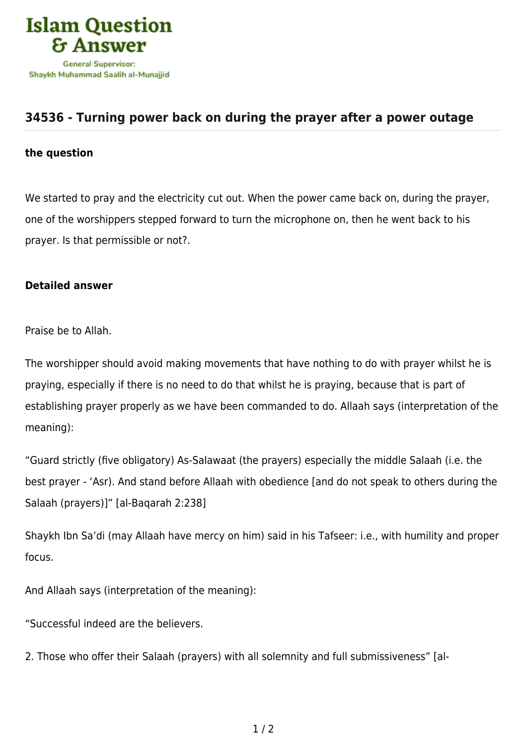# 34536 - Turning power back on during the prayer after a power outage

**the question**

We started to pray and the electricity cut out. When the power came back on, during the prayer, one of the worshippers stepped forward to turn the microphone on, then he went back to his prayer. Is that permissible or not?.

**Detailed answer**

Praise be to Allah.

The worshipper should avoid making movements that have nothing to do with prayer whilst he is praying, especially if there is no need to do that whilst he is praying, because that is part of establishing prayer properly as we have been commanded to do. Allaah says (interpretation of the meaning):

"Guard strictly (five obligatory) As-Salawaat (the prayers) especially the middle Salaah (i.e. the best prayer - 'Asr). And stand before Allaah with obedience [and do not speak to others during the Salaah (prayers)]" [al-Baqarah 2:238]

Shaykh Ibn Sa'di (may Allaah have mercy on him) said in his Tafseer: i.e., with humility and proper focus.

And Allaah says (interpretation of the meaning):

"Successful indeed are the believers.

2. Those who offer their Salaah (prayers) with all solemnity and full submissiveness" [al-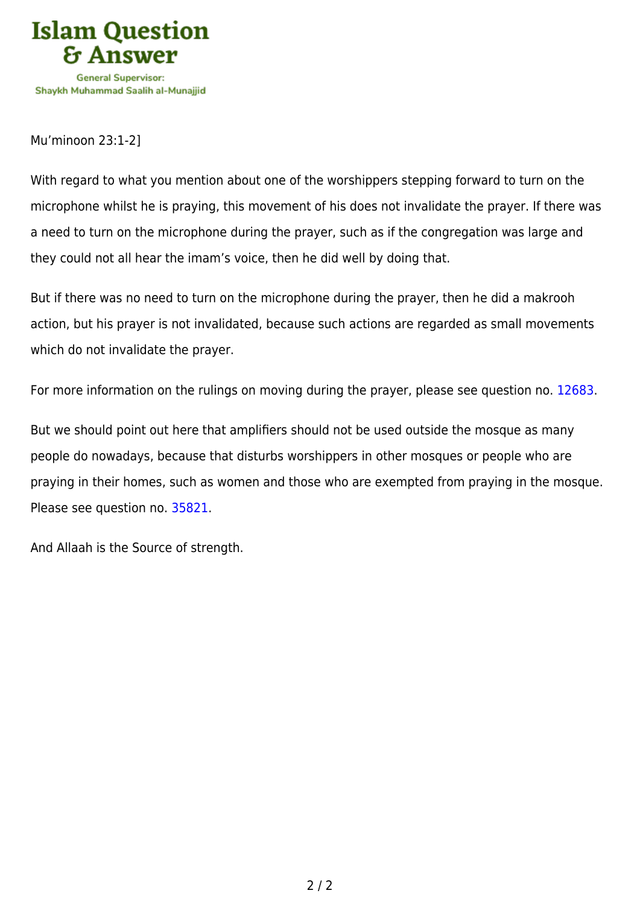Mu’minoon 23:1-2]

With regard to what you mention about one of the worshippers stepping forward to turn on the microphone whilst he is praying, this movement of his does not invalidate the prayer. If there was a need to turn on the microphone during the prayer, such as if the congregation was large and they could not all hear the imam’s voice, then he did well by doing that.

But if there was no need to turn on the microphone during the prayer, then he did a makrooh action, but his prayer is not invalidated, because such actions are regarded as small movements which do not invalidate the prayer.

For more information on the rulings on moving during the prayer, please see question no. 12683.

But we should point out here that amplifiers should not be used outside the mosque as many people do nowadays, because that disturbs worshippers in other mosques or people who are praying in their homes, such as women and those who are exempted from praying in the mosque. Please see question no. 35821.

And Allaah is the Source of strength.